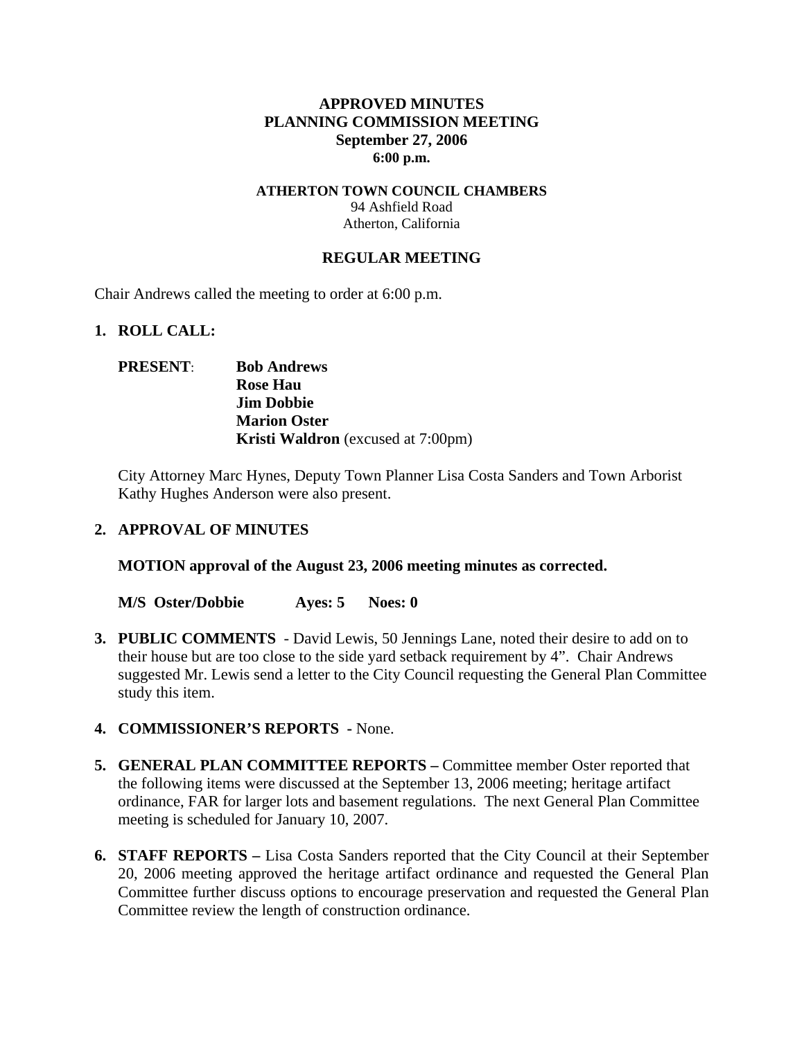**APPROVED MINUTES**
**PLANNING COMMISSION MEETING**
**September 27, 2006**
**6:00 p.m.**

**ATHERTON TOWN COUNCIL CHAMBERS**
94 Ashfield Road
Atherton, California

**REGULAR MEETING**

Chair Andrews called the meeting to order at 6:00 p.m.

1. **ROLL CALL:**

   **PRESENT**: **Bob Andrews**
   **Rose Hau**
   **Jim Dobbie**
   **Marion Oster**
   **Kristi Waldron** (excused at 7:00pm)

   City Attorney Marc Hynes, Deputy Town Planner Lisa Costa Sanders and Town Arborist Kathy Hughes Anderson were also present.

2. **APPROVAL OF MINUTES**

   **MOTION approval of the August 23, 2006 meeting minutes as corrected.**

   **M/S Oster/Dobbie Ayes: 5 Noes: 0**

3. **PUBLIC COMMENTS** - David Lewis, 50 Jennings Lane, noted their desire to add on to their house but are too close to the side yard setback requirement by 4". Chair Andrews suggested Mr. Lewis send a letter to the City Council requesting the General Plan Committee study this item.

4. **COMMISSIONER'S REPORTS** - None.

5. **GENERAL PLAN COMMITTEE REPORTS –** Committee member Oster reported that the following items were discussed at the September 13, 2006 meeting; heritage artifact ordinance, FAR for larger lots and basement regulations. The next General Plan Committee meeting is scheduled for January 10, 2007.

6. **STAFF REPORTS –** Lisa Costa Sanders reported that the City Council at their September 20, 2006 meeting approved the heritage artifact ordinance and requested the General Plan Committee further discuss options to encourage preservation and requested the General Plan Committee review the length of construction ordinance.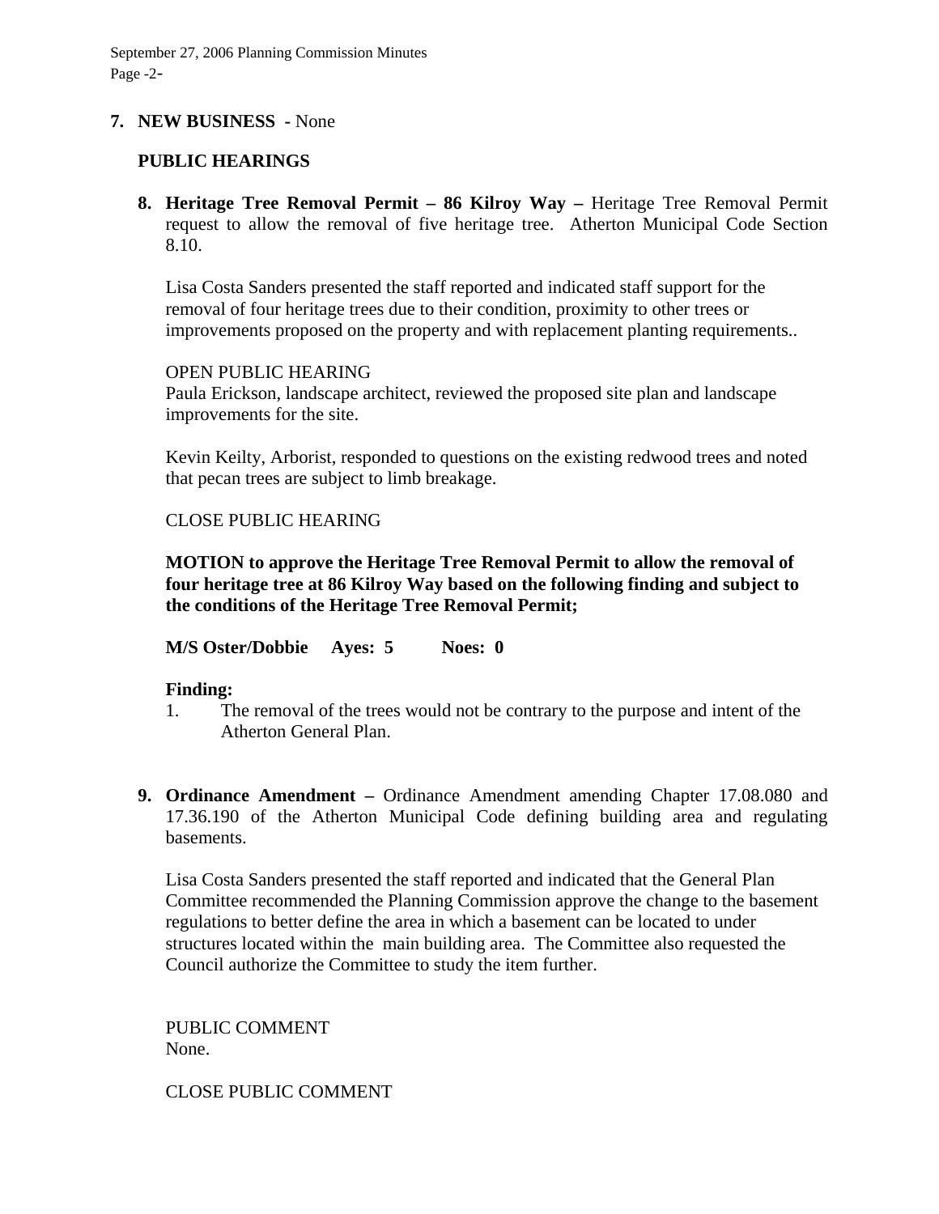**7. NEW BUSINESS** - None

**PUBLIC HEARINGS**

**8. Heritage Tree Removal Permit – 86 Kilroy Way –** Heritage Tree Removal Permit request to allow the removal of five heritage tree. Atherton Municipal Code Section 8.10.

Lisa Costa Sanders presented the staff reported and indicated staff support for the removal of four heritage trees due to their condition, proximity to other trees or improvements proposed on the property and with replacement planting requirements..

OPEN PUBLIC HEARING
Paula Erickson, landscape architect, reviewed the proposed site plan and landscape improvements for the site.

Kevin Keilty, Arborist, responded to questions on the existing redwood trees and noted that pecan trees are subject to limb breakage.

CLOSE PUBLIC HEARING

**MOTION to approve the Heritage Tree Removal Permit to allow the removal of four heritage tree at 86 Kilroy Way based on the following finding and subject to the conditions of the Heritage Tree Removal Permit;**

**M/S Oster/Dobbie Ayes: 5 Noes: 0**

**Finding:**

1. The removal of the trees would not be contrary to the purpose and intent of the Atherton General Plan.

**9. Ordinance Amendment –** Ordinance Amendment amending Chapter 17.08.080 and 17.36.190 of the Atherton Municipal Code defining building area and regulating basements.

Lisa Costa Sanders presented the staff reported and indicated that the General Plan Committee recommended the Planning Commission approve the change to the basement regulations to better define the area in which a basement can be located to under structures located within the main building area. The Committee also requested the Council authorize the Committee to study the item further.

PUBLIC COMMENT
None.

CLOSE PUBLIC COMMENT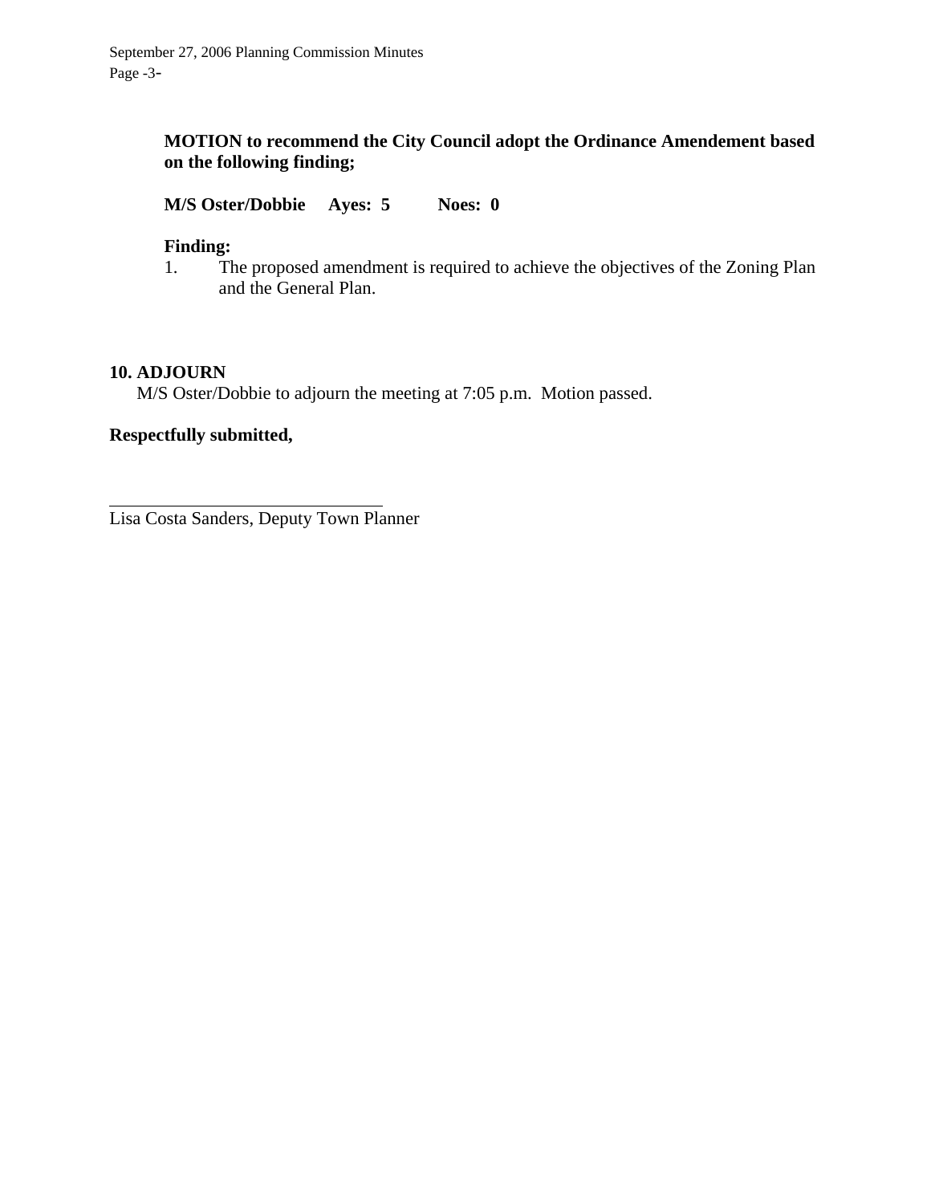**MOTION to recommend the City Council adopt the Ordinance Amendement based on the following finding;**

**M/S Oster/Dobbie Ayes: 5 Noes: 0**

**Finding:**

1. The proposed amendment is required to achieve the objectives of the Zoning Plan and the General Plan.

**10. ADJOURN**

M/S Oster/Dobbie to adjourn the meeting at 7:05 p.m. Motion passed.

**Respectfully submitted,**

\_\_\_\_\_\_\_\_\_\_\_\_\_\_\_\_\_\_\_\_\_\_\_\_\_\_\_\_\_\_\_\_

Lisa Costa Sanders, Deputy Town Planner